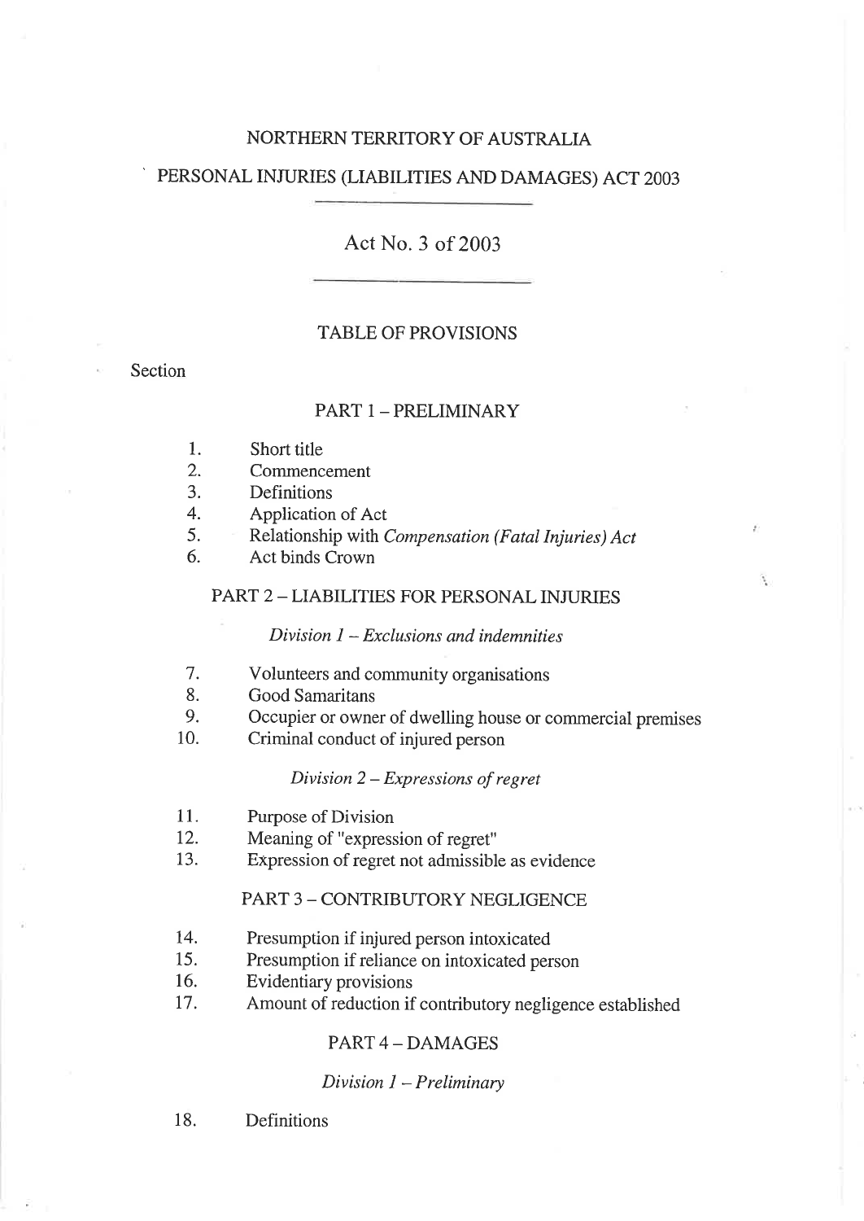# NORTHERN TERRITORY OF AUSTRALIA

# PERSONAL INJURIES (LIABILITIES AND DAMAGES) ACT 2003

---

## Act No. 3 of 2003

---

### TABLE OF PROVISIONS

Section

#### PART 1 – PRELIMINARY

1. Short title
2. Commencement
3. Definitions
4. Application of Act
5. Relationship with *Compensation (Fatal Injuries) Act*
6. Act binds Crown

#### PART 2 – LIABILITIES FOR PERSONAL INJURIES

*Division 1 – Exclusions and indemnities*

7. Volunteers and community organisations
8. Good Samaritans
9. Occupier or owner of dwelling house or commercial premises
10. Criminal conduct of injured person

*Division 2 – Expressions of regret*

11. Purpose of Division
12. Meaning of "expression of regret"
13. Expression of regret not admissible as evidence

#### PART 3 – CONTRIBUTORY NEGLIGENCE

14. Presumption if injured person intoxicated
15. Presumption if reliance on intoxicated person
16. Evidentiary provisions
17. Amount of reduction if contributory negligence established

#### PART 4 – DAMAGES

*Division 1 – Preliminary*

18. Definitions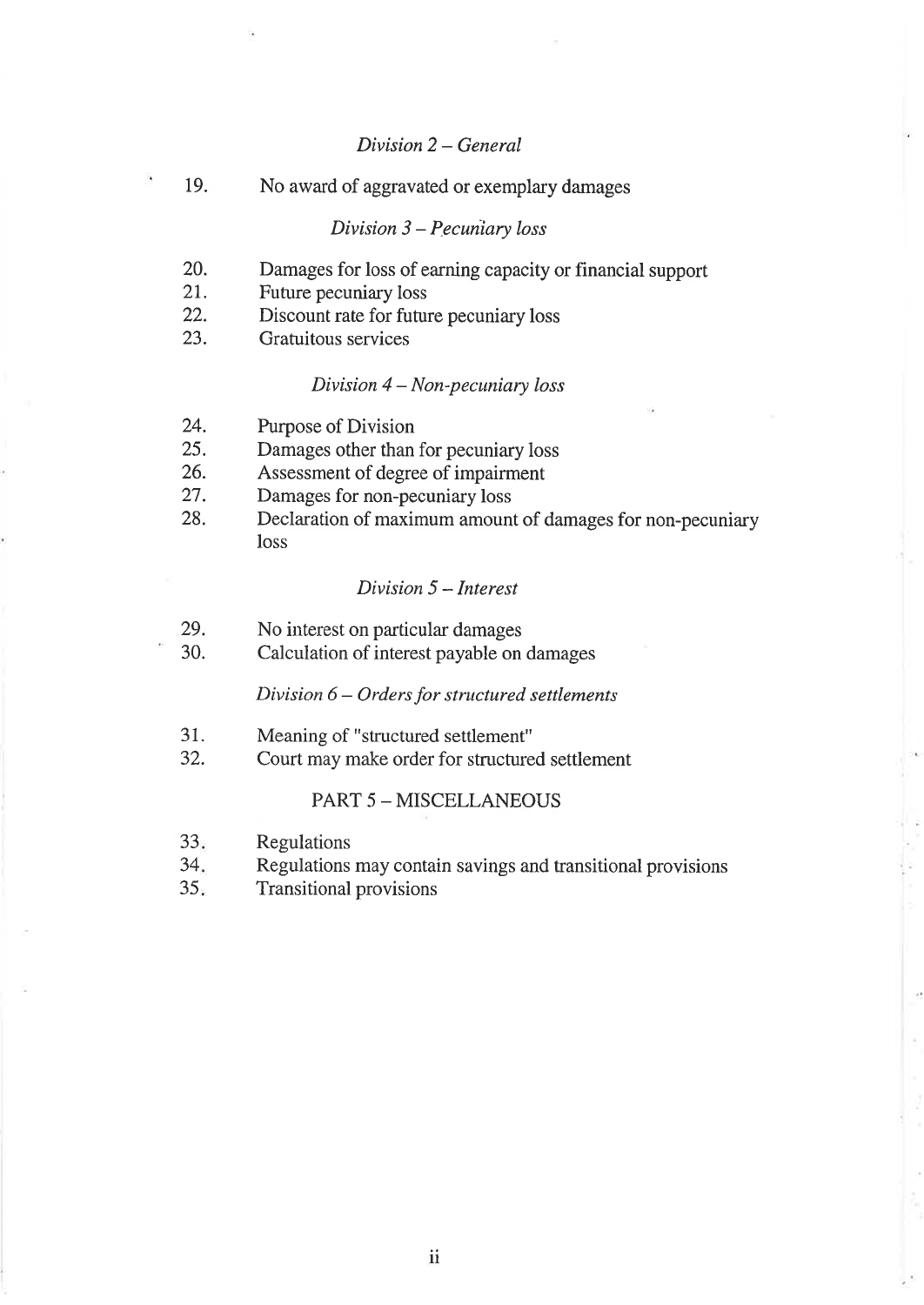*Division 2 – General*

19. No award of aggravated or exemplary damages

*Division 3 – Pecuniary loss*

20. Damages for loss of earning capacity or financial support
21. Future pecuniary loss
22. Discount rate for future pecuniary loss
23. Gratuitous services

*Division 4 – Non-pecuniary loss*

24. Purpose of Division
25. Damages other than for pecuniary loss
26. Assessment of degree of impairment
27. Damages for non-pecuniary loss
28. Declaration of maximum amount of damages for non-pecuniary loss

*Division 5 – Interest*

29. No interest on particular damages
30. Calculation of interest payable on damages

*Division 6 – Orders for structured settlements*

31. Meaning of "structured settlement"
32. Court may make order for structured settlement

PART 5 – MISCELLANEOUS

33. Regulations
34. Regulations may contain savings and transitional provisions
35. Transitional provisions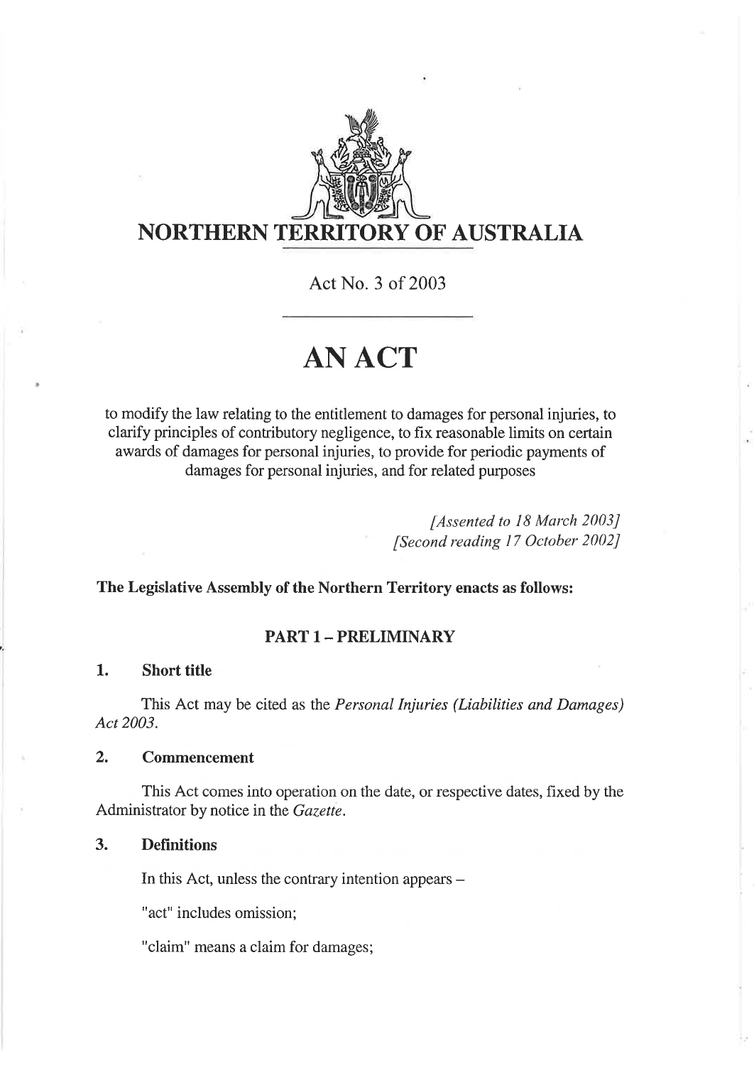# NORTHERN TERRITORY OF AUSTRALIA

Act No. 3 of 2003

# AN ACT

to modify the law relating to the entitlement to damages for personal injuries, to clarify principles of contributory negligence, to fix reasonable limits on certain awards of damages for personal injuries, to provide for periodic payments of damages for personal injuries, and for related purposes

*[Assented to 18 March 2003]*
*[Second reading 17 October 2002]*

**The Legislative Assembly of the Northern Territory enacts as follows:**

## PART 1 – PRELIMINARY

### 1. Short title

This Act may be cited as the *Personal Injuries (Liabilities and Damages) Act 2003*.

### 2. Commencement

This Act comes into operation on the date, or respective dates, fixed by the Administrator by notice in the *Gazette*.

### 3. Definitions

In this Act, unless the contrary intention appears –

"act" includes omission;

"claim" means a claim for damages;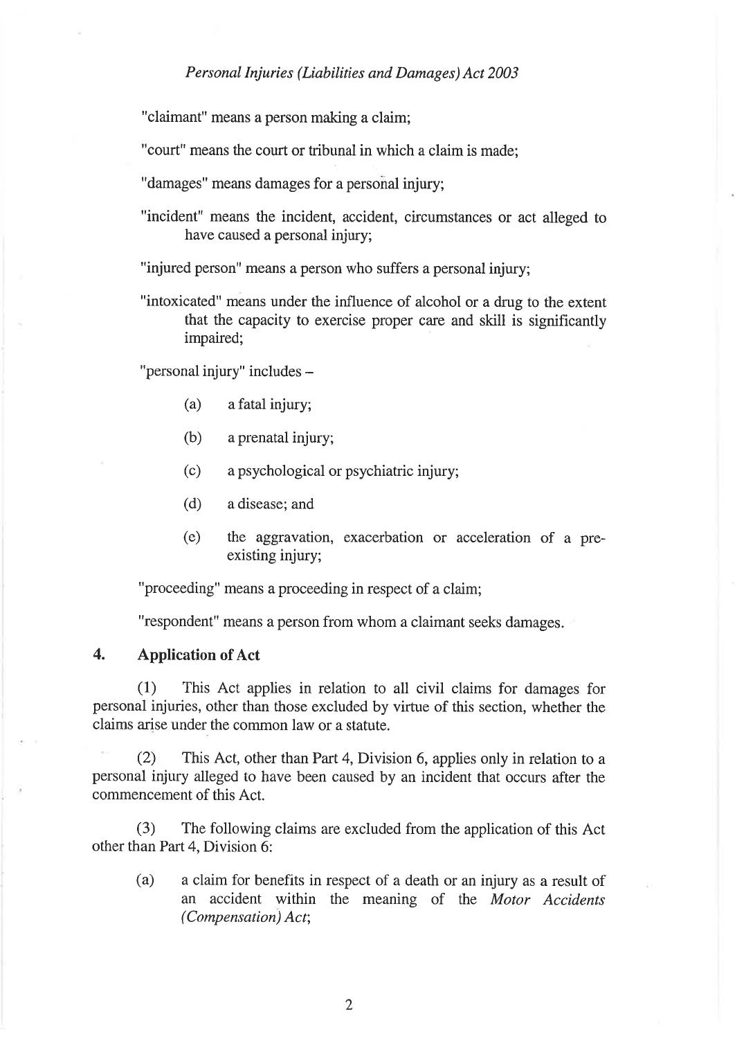"claimant" means a person making a claim;

"court" means the court or tribunal in which a claim is made;

"damages" means damages for a personal injury;

"incident" means the incident, accident, circumstances or act alleged to have caused a personal injury;

"injured person" means a person who suffers a personal injury;

"intoxicated" means under the influence of alcohol or a drug to the extent that the capacity to exercise proper care and skill is significantly impaired;

"personal injury" includes –

(a) a fatal injury;

(b) a prenatal injury;

(c) a psychological or psychiatric injury;

(d) a disease; and

(e) the aggravation, exacerbation or acceleration of a pre-existing injury;

"proceeding" means a proceeding in respect of a claim;

"respondent" means a person from whom a claimant seeks damages.

## 4. Application of Act

(1) This Act applies in relation to all civil claims for damages for personal injuries, other than those excluded by virtue of this section, whether the claims arise under the common law or a statute.

(2) This Act, other than Part 4, Division 6, applies only in relation to a personal injury alleged to have been caused by an incident that occurs after the commencement of this Act.

(3) The following claims are excluded from the application of this Act other than Part 4, Division 6:

(a) a claim for benefits in respect of a death or an injury as a result of an accident within the meaning of the *Motor Accidents (Compensation) Act*;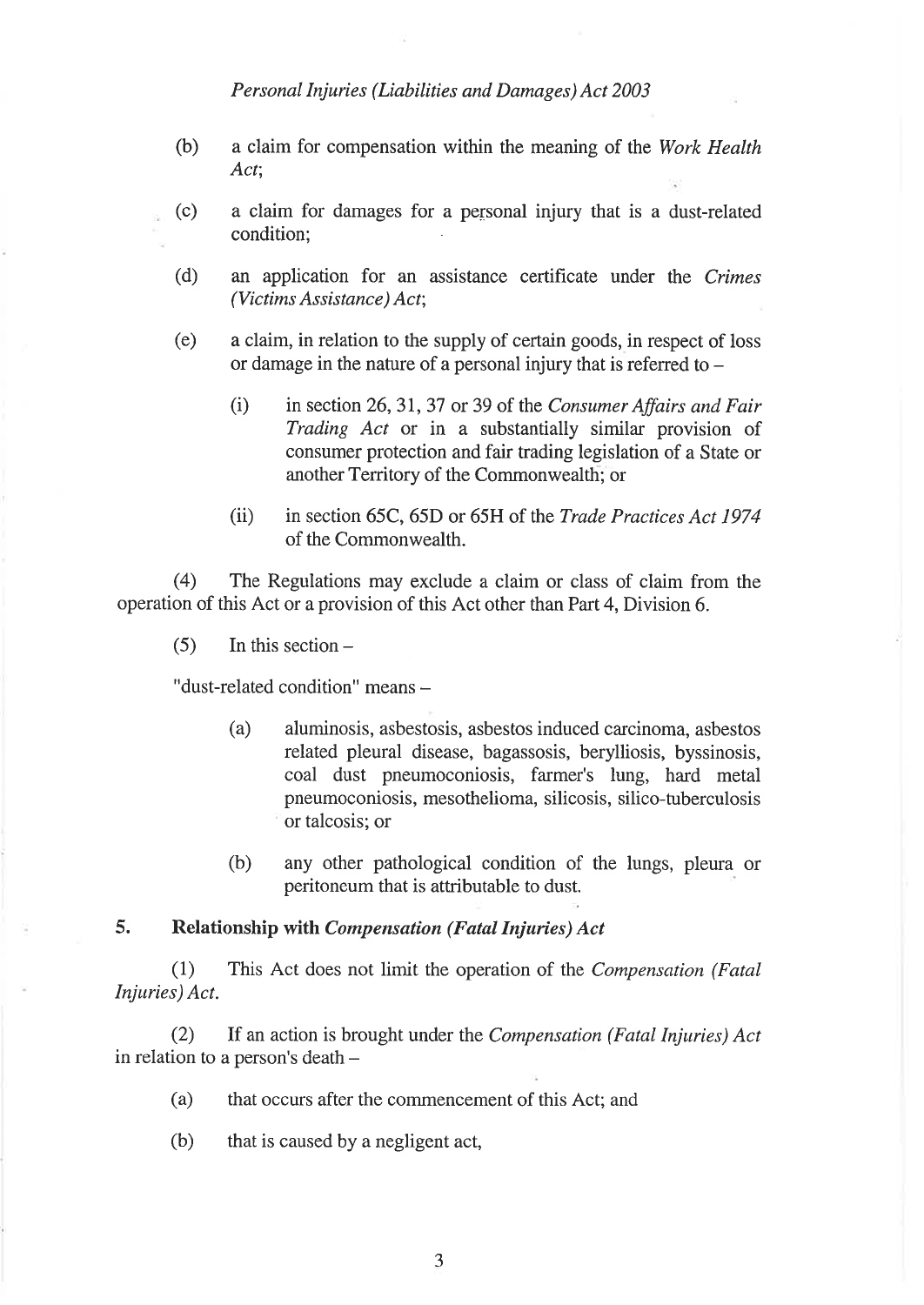(b) a claim for compensation within the meaning of the *Work Health Act*;

(c) a claim for damages for a personal injury that is a dust-related condition;

(d) an application for an assistance certificate under the *Crimes (Victims Assistance) Act*;

(e) a claim, in relation to the supply of certain goods, in respect of loss or damage in the nature of a personal injury that is referred to –

(i) in section 26, 31, 37 or 39 of the *Consumer Affairs and Fair Trading Act* or in a substantially similar provision of consumer protection and fair trading legislation of a State or another Territory of the Commonwealth; or

(ii) in section 65C, 65D or 65H of the *Trade Practices Act 1974* of the Commonwealth.

(4) The Regulations may exclude a claim or class of claim from the operation of this Act or a provision of this Act other than Part 4, Division 6.

(5) In this section –

"dust-related condition" means –

(a) aluminosis, asbestosis, asbestos induced carcinoma, asbestos related pleural disease, bagassosis, berylliosis, byssinosis, coal dust pneumoconiosis, farmer's lung, hard metal pneumoconiosis, mesothelioma, silicosis, silico-tuberculosis or talcosis; or

(b) any other pathological condition of the lungs, pleura or peritoneum that is attributable to dust.

### 5. Relationship with *Compensation (Fatal Injuries) Act*

(1) This Act does not limit the operation of the *Compensation (Fatal Injuries) Act*.

(2) If an action is brought under the *Compensation (Fatal Injuries) Act* in relation to a person's death –

(a) that occurs after the commencement of this Act; and

(b) that is caused by a negligent act,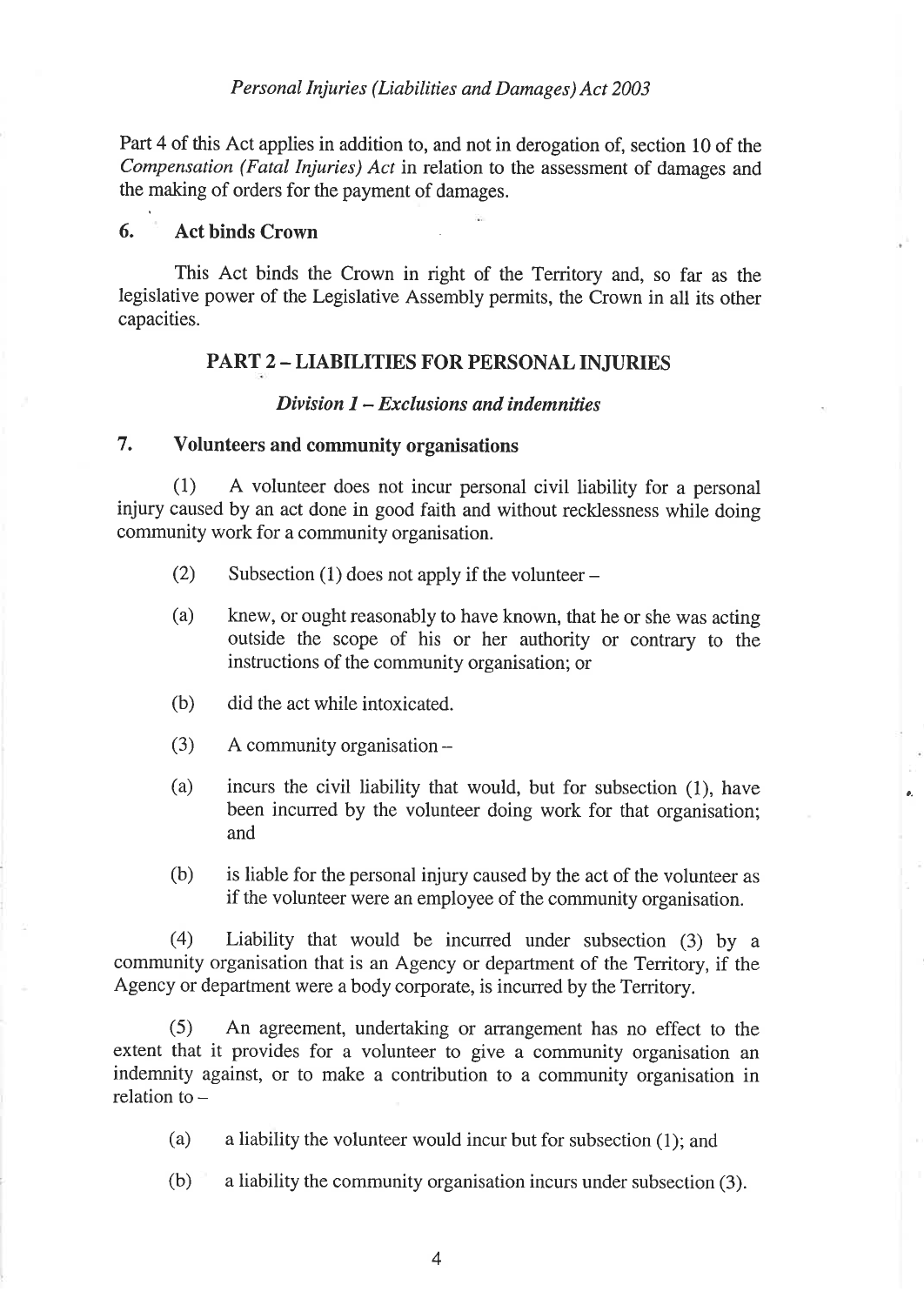Part 4 of this Act applies in addition to, and not in derogation of, section 10 of the *Compensation (Fatal Injuries) Act* in relation to the assessment of damages and the making of orders for the payment of damages.

### 6. Act binds Crown

This Act binds the Crown in right of the Territory and, so far as the legislative power of the Legislative Assembly permits, the Crown in all its other capacities.

## PART 2 – LIABILITIES FOR PERSONAL INJURIES

### *Division 1 – Exclusions and indemnities*

### 7. Volunteers and community organisations

(1) A volunteer does not incur personal civil liability for a personal injury caused by an act done in good faith and without recklessness while doing community work for a community organisation.

(2) Subsection (1) does not apply if the volunteer –

(a) knew, or ought reasonably to have known, that he or she was acting outside the scope of his or her authority or contrary to the instructions of the community organisation; or

(b) did the act while intoxicated.

(3) A community organisation –

(a) incurs the civil liability that would, but for subsection (1), have been incurred by the volunteer doing work for that organisation; and

(b) is liable for the personal injury caused by the act of the volunteer as if the volunteer were an employee of the community organisation.

(4) Liability that would be incurred under subsection (3) by a community organisation that is an Agency or department of the Territory, if the Agency or department were a body corporate, is incurred by the Territory.

(5) An agreement, undertaking or arrangement has no effect to the extent that it provides for a volunteer to give a community organisation an indemnity against, or to make a contribution to a community organisation in relation to –

(a) a liability the volunteer would incur but for subsection (1); and

(b) a liability the community organisation incurs under subsection (3).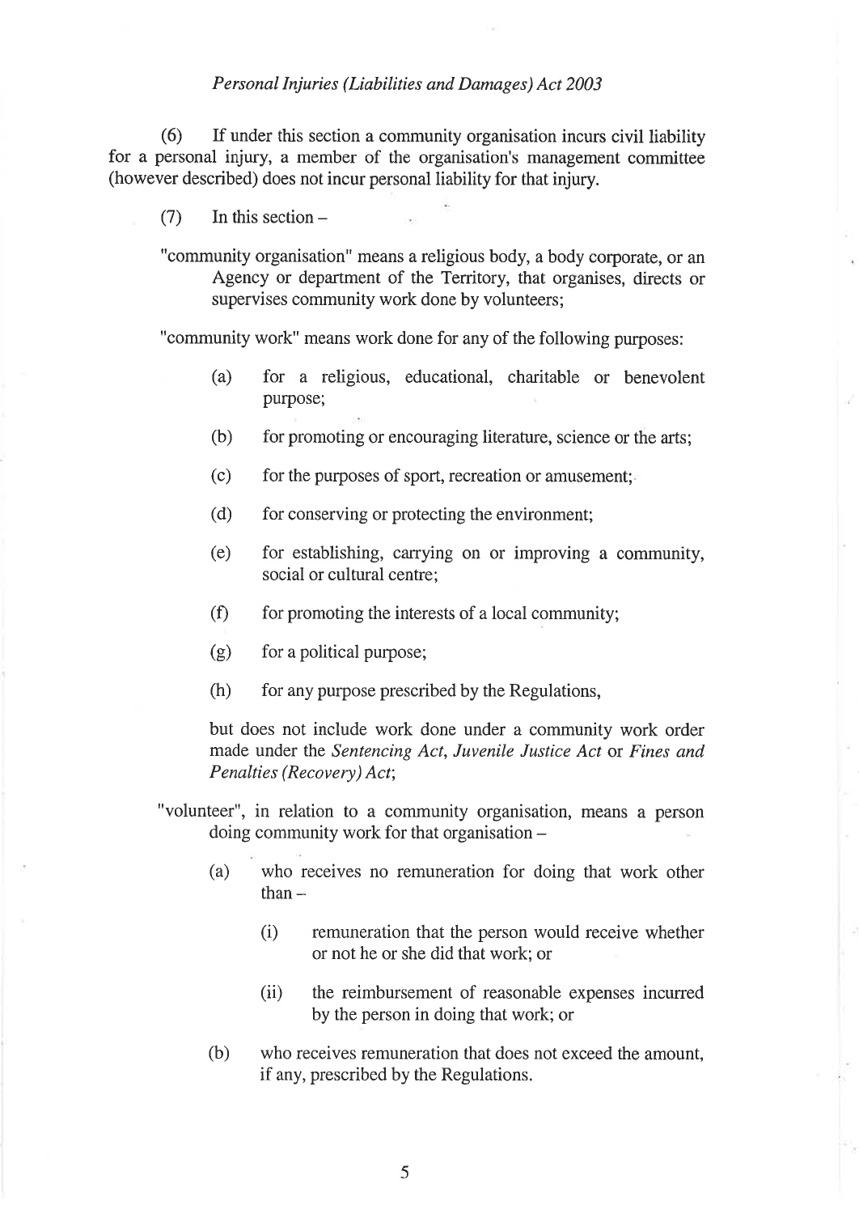(6) If under this section a community organisation incurs civil liability for a personal injury, a member of the organisation's management committee (however described) does not incur personal liability for that injury.

(7) In this section –

"community organisation" means a religious body, a body corporate, or an Agency or department of the Territory, that organises, directs or supervises community work done by volunteers;

"community work" means work done for any of the following purposes:

(a) for a religious, educational, charitable or benevolent purpose;

(b) for promoting or encouraging literature, science or the arts;

(c) for the purposes of sport, recreation or amusement;

(d) for conserving or protecting the environment;

(e) for establishing, carrying on or improving a community, social or cultural centre;

(f) for promoting the interests of a local community;

(g) for a political purpose;

(h) for any purpose prescribed by the Regulations,

but does not include work done under a community work order made under the *Sentencing Act*, *Juvenile Justice Act* or *Fines and Penalties (Recovery) Act*;

"volunteer", in relation to a community organisation, means a person doing community work for that organisation –

(a) who receives no remuneration for doing that work other than –

(i) remuneration that the person would receive whether or not he or she did that work; or

(ii) the reimbursement of reasonable expenses incurred by the person in doing that work; or

(b) who receives remuneration that does not exceed the amount, if any, prescribed by the Regulations.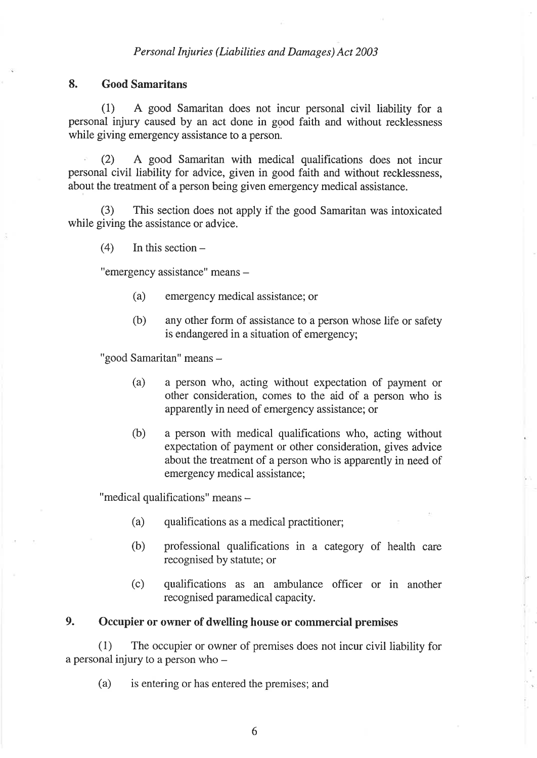## 8. Good Samaritans

(1) A good Samaritan does not incur personal civil liability for a personal injury caused by an act done in good faith and without recklessness while giving emergency assistance to a person.

(2) A good Samaritan with medical qualifications does not incur personal civil liability for advice, given in good faith and without recklessness, about the treatment of a person being given emergency medical assistance.

(3) This section does not apply if the good Samaritan was intoxicated while giving the assistance or advice.

(4) In this section –

"emergency assistance" means –

- (a) emergency medical assistance; or
- (b) any other form of assistance to a person whose life or safety is endangered in a situation of emergency;

"good Samaritan" means –

- (a) a person who, acting without expectation of payment or other consideration, comes to the aid of a person who is apparently in need of emergency assistance; or
- (b) a person with medical qualifications who, acting without expectation of payment or other consideration, gives advice about the treatment of a person who is apparently in need of emergency medical assistance;

"medical qualifications" means –

- (a) qualifications as a medical practitioner;
- (b) professional qualifications in a category of health care recognised by statute; or
- (c) qualifications as an ambulance officer or in another recognised paramedical capacity.

## 9. Occupier or owner of dwelling house or commercial premises

(1) The occupier or owner of premises does not incur civil liability for a personal injury to a person who –

- (a) is entering or has entered the premises; and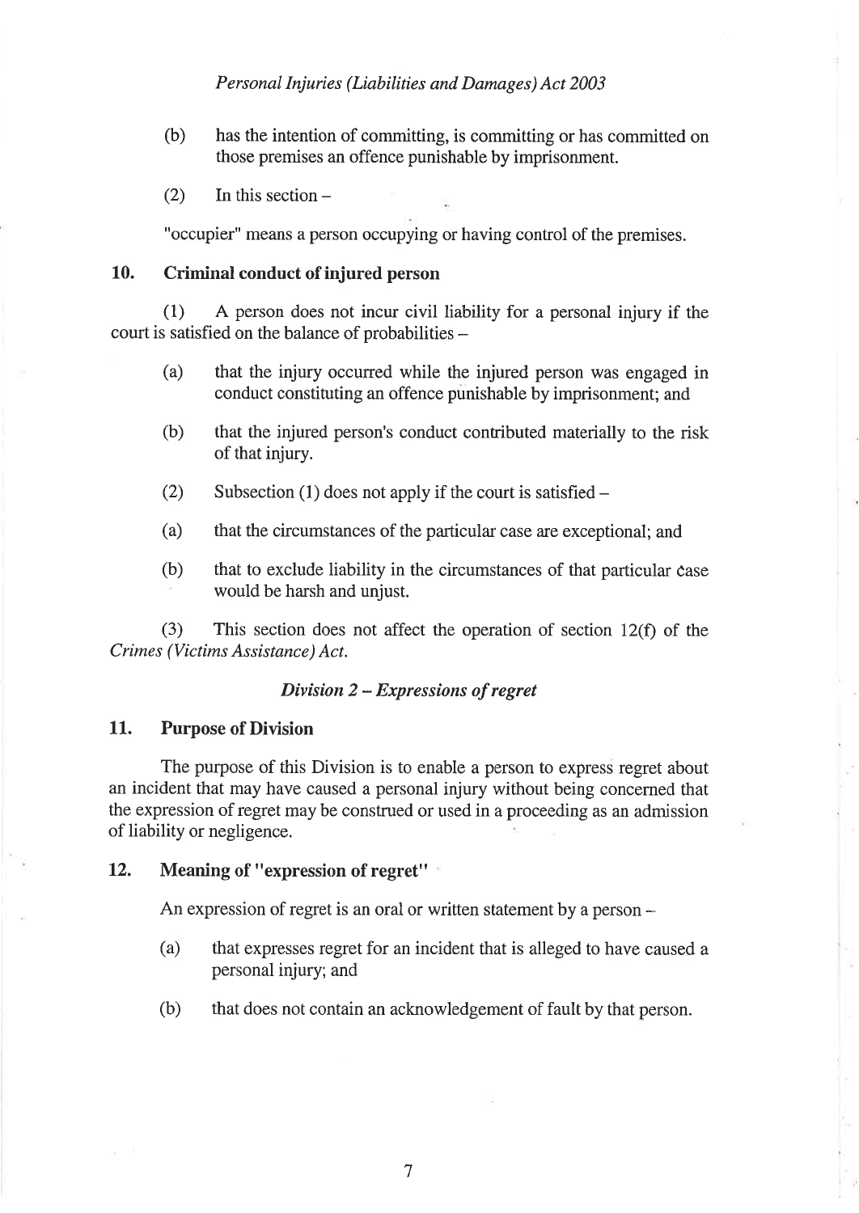(b) has the intention of committing, is committing or has committed on those premises an offence punishable by imprisonment.

(2) In this section –

"occupier" means a person occupying or having control of the premises.

### 10. Criminal conduct of injured person

(1) A person does not incur civil liability for a personal injury if the court is satisfied on the balance of probabilities –

(a) that the injury occurred while the injured person was engaged in conduct constituting an offence punishable by imprisonment; and

(b) that the injured person's conduct contributed materially to the risk of that injury.

(2) Subsection (1) does not apply if the court is satisfied –

(a) that the circumstances of the particular case are exceptional; and

(b) that to exclude liability in the circumstances of that particular case would be harsh and unjust.

(3) This section does not affect the operation of section 12(f) of the *Crimes (Victims Assistance) Act*.

## *Division 2 – Expressions of regret*

### 11. Purpose of Division

The purpose of this Division is to enable a person to express regret about an incident that may have caused a personal injury without being concerned that the expression of regret may be construed or used in a proceeding as an admission of liability or negligence.

### 12. Meaning of "expression of regret"

An expression of regret is an oral or written statement by a person –

(a) that expresses regret for an incident that is alleged to have caused a personal injury; and

(b) that does not contain an acknowledgement of fault by that person.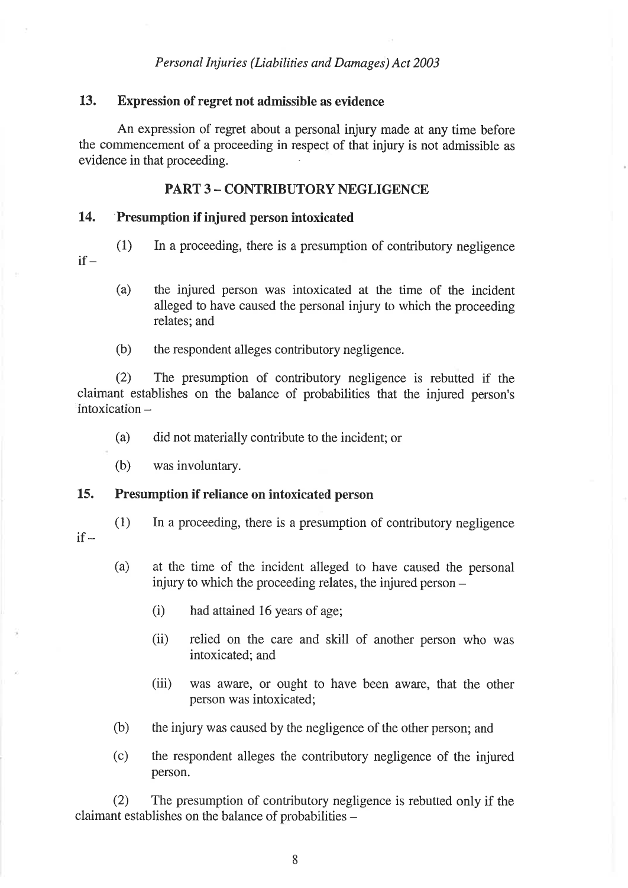## 13. Expression of regret not admissible as evidence

An expression of regret about a personal injury made at any time before the commencement of a proceeding in respect of that injury is not admissible as evidence in that proceeding.

## PART 3 – CONTRIBUTORY NEGLIGENCE

## 14. Presumption if injured person intoxicated

(1) In a proceeding, there is a presumption of contributory negligence if –

(a) the injured person was intoxicated at the time of the incident alleged to have caused the personal injury to which the proceeding relates; and

(b) the respondent alleges contributory negligence.

(2) The presumption of contributory negligence is rebutted if the claimant establishes on the balance of probabilities that the injured person's intoxication –

(a) did not materially contribute to the incident; or

(b) was involuntary.

## 15. Presumption if reliance on intoxicated person

(1) In a proceeding, there is a presumption of contributory negligence if –

(a) at the time of the incident alleged to have caused the personal injury to which the proceeding relates, the injured person –

(i) had attained 16 years of age;

(ii) relied on the care and skill of another person who was intoxicated; and

(iii) was aware, or ought to have been aware, that the other person was intoxicated;

(b) the injury was caused by the negligence of the other person; and

(c) the respondent alleges the contributory negligence of the injured person.

(2) The presumption of contributory negligence is rebutted only if the claimant establishes on the balance of probabilities –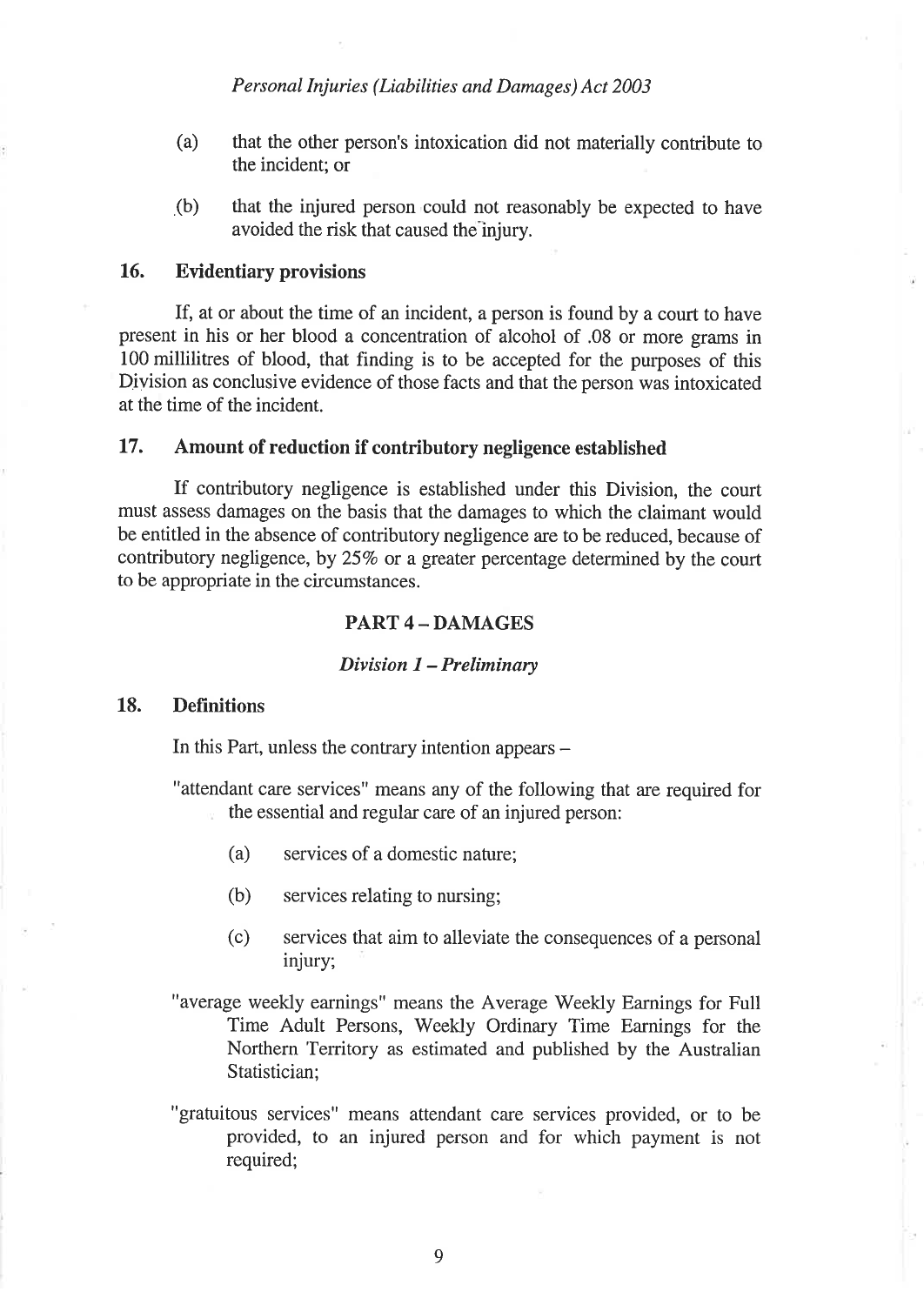(a) that the other person's intoxication did not materially contribute to the incident; or

(b) that the injured person could not reasonably be expected to have avoided the risk that caused the injury.

### 16. Evidentiary provisions

If, at or about the time of an incident, a person is found by a court to have present in his or her blood a concentration of alcohol of .08 or more grams in 100 millilitres of blood, that finding is to be accepted for the purposes of this Division as conclusive evidence of those facts and that the person was intoxicated at the time of the incident.

### 17. Amount of reduction if contributory negligence established

If contributory negligence is established under this Division, the court must assess damages on the basis that the damages to which the claimant would be entitled in the absence of contributory negligence are to be reduced, because of contributory negligence, by 25% or a greater percentage determined by the court to be appropriate in the circumstances.

## PART 4 – DAMAGES

### *Division 1 – Preliminary*

### 18. Definitions

In this Part, unless the contrary intention appears –

"attendant care services" means any of the following that are required for the essential and regular care of an injured person:

(a) services of a domestic nature;

(b) services relating to nursing;

(c) services that aim to alleviate the consequences of a personal injury;

"average weekly earnings" means the Average Weekly Earnings for Full Time Adult Persons, Weekly Ordinary Time Earnings for the Northern Territory as estimated and published by the Australian Statistician;

"gratuitous services" means attendant care services provided, or to be provided, to an injured person and for which payment is not required;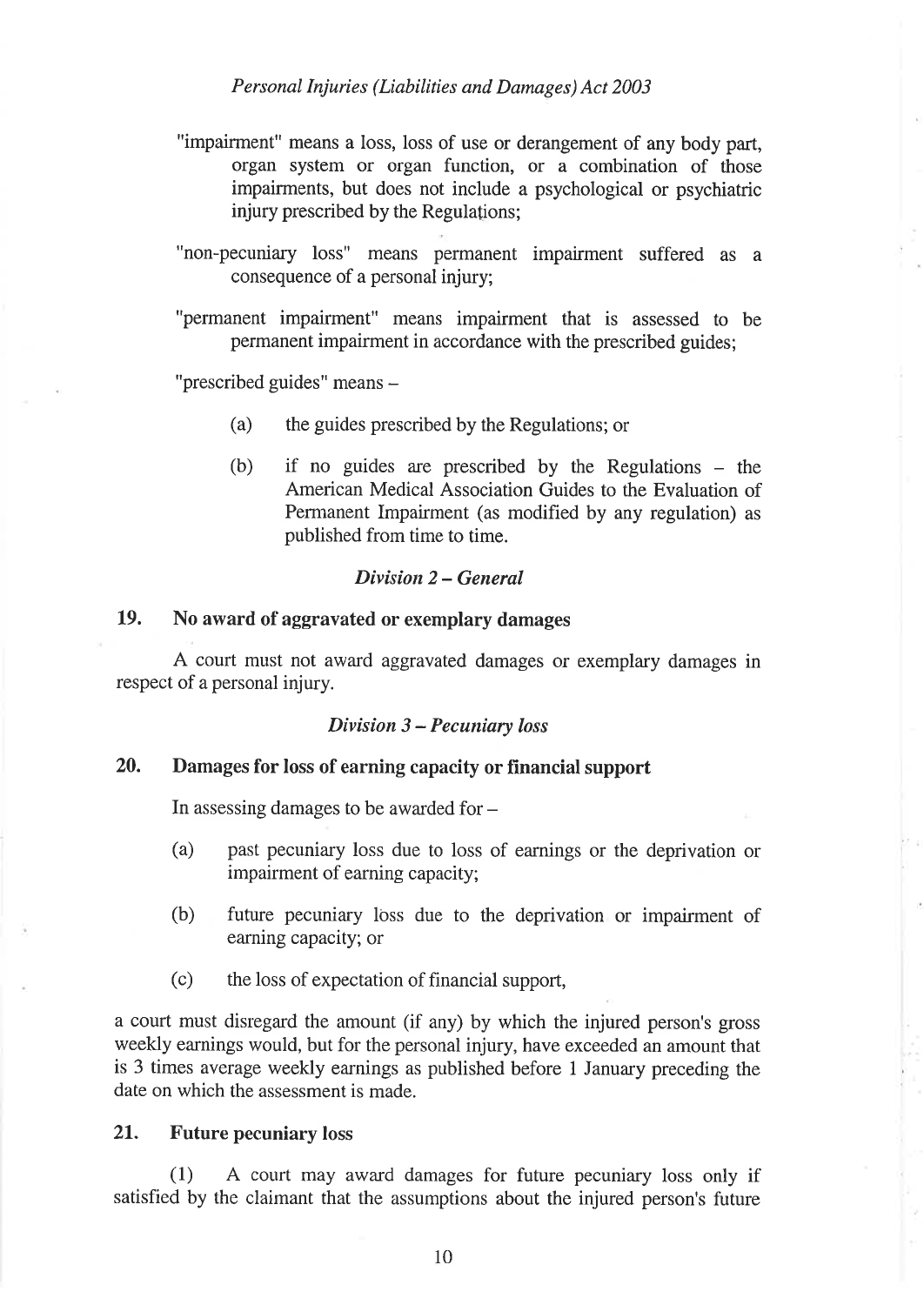"impairment" means a loss, loss of use or derangement of any body part, organ system or organ function, or a combination of those impairments, but does not include a psychological or psychiatric injury prescribed by the Regulations;

"non-pecuniary loss" means permanent impairment suffered as a consequence of a personal injury;

"permanent impairment" means impairment that is assessed to be permanent impairment in accordance with the prescribed guides;

"prescribed guides" means –

(a) the guides prescribed by the Regulations; or

(b) if no guides are prescribed by the Regulations – the American Medical Association Guides to the Evaluation of Permanent Impairment (as modified by any regulation) as published from time to time.

### *Division 2 – General*

### 19. No award of aggravated or exemplary damages

A court must not award aggravated damages or exemplary damages in respect of a personal injury.

### *Division 3 – Pecuniary loss*

### 20. Damages for loss of earning capacity or financial support

In assessing damages to be awarded for –

(a) past pecuniary loss due to loss of earnings or the deprivation or impairment of earning capacity;

(b) future pecuniary loss due to the deprivation or impairment of earning capacity; or

(c) the loss of expectation of financial support,

a court must disregard the amount (if any) by which the injured person's gross weekly earnings would, but for the personal injury, have exceeded an amount that is 3 times average weekly earnings as published before 1 January preceding the date on which the assessment is made.

### 21. Future pecuniary loss

(1) A court may award damages for future pecuniary loss only if satisfied by the claimant that the assumptions about the injured person's future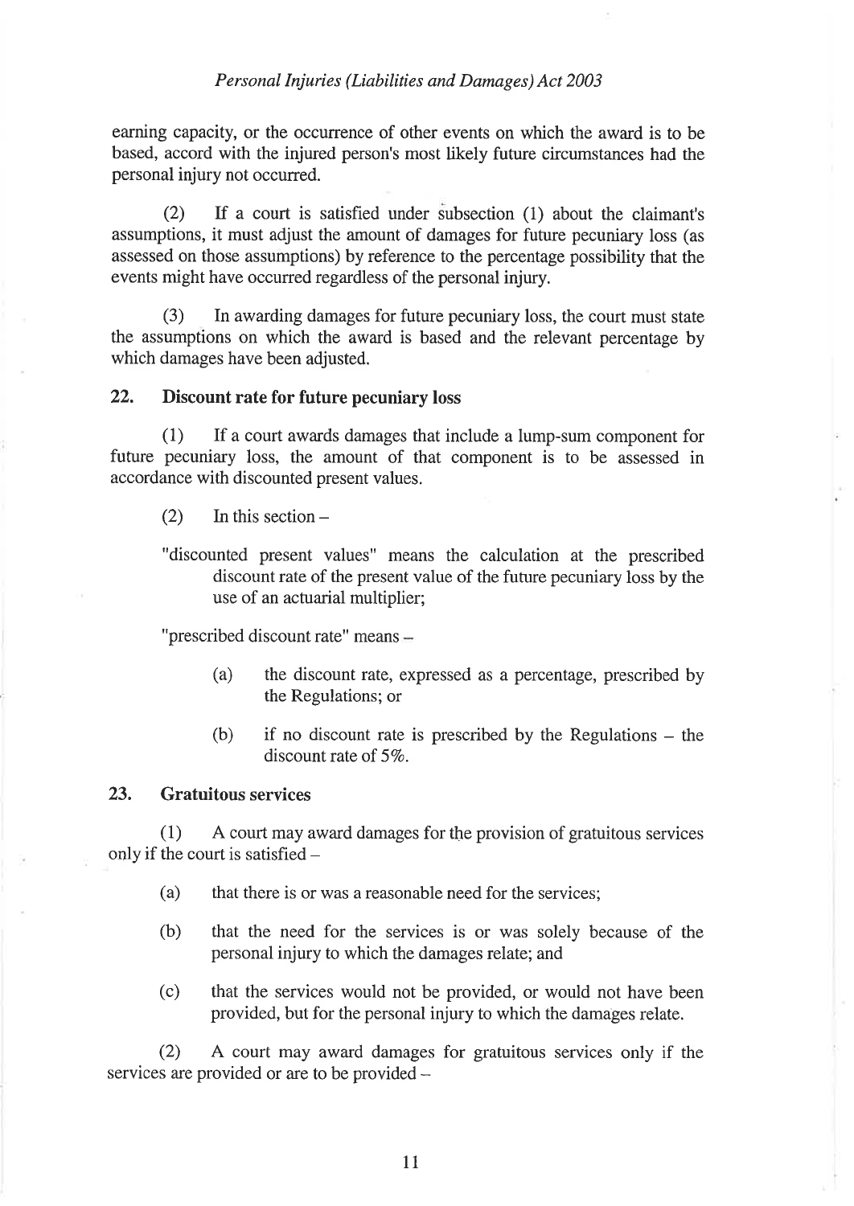earning capacity, or the occurrence of other events on which the award is to be based, accord with the injured person's most likely future circumstances had the personal injury not occurred.

(2) If a court is satisfied under subsection (1) about the claimant's assumptions, it must adjust the amount of damages for future pecuniary loss (as assessed on those assumptions) by reference to the percentage possibility that the events might have occurred regardless of the personal injury.

(3) In awarding damages for future pecuniary loss, the court must state the assumptions on which the award is based and the relevant percentage by which damages have been adjusted.

### 22. Discount rate for future pecuniary loss

(1) If a court awards damages that include a lump-sum component for future pecuniary loss, the amount of that component is to be assessed in accordance with discounted present values.

(2) In this section –

"discounted present values" means the calculation at the prescribed discount rate of the present value of the future pecuniary loss by the use of an actuarial multiplier;

"prescribed discount rate" means –

(a) the discount rate, expressed as a percentage, prescribed by the Regulations; or

(b) if no discount rate is prescribed by the Regulations – the discount rate of 5%.

### 23. Gratuitous services

(1) A court may award damages for the provision of gratuitous services only if the court is satisfied –

(a) that there is or was a reasonable need for the services;

(b) that the need for the services is or was solely because of the personal injury to which the damages relate; and

(c) that the services would not be provided, or would not have been provided, but for the personal injury to which the damages relate.

(2) A court may award damages for gratuitous services only if the services are provided or are to be provided –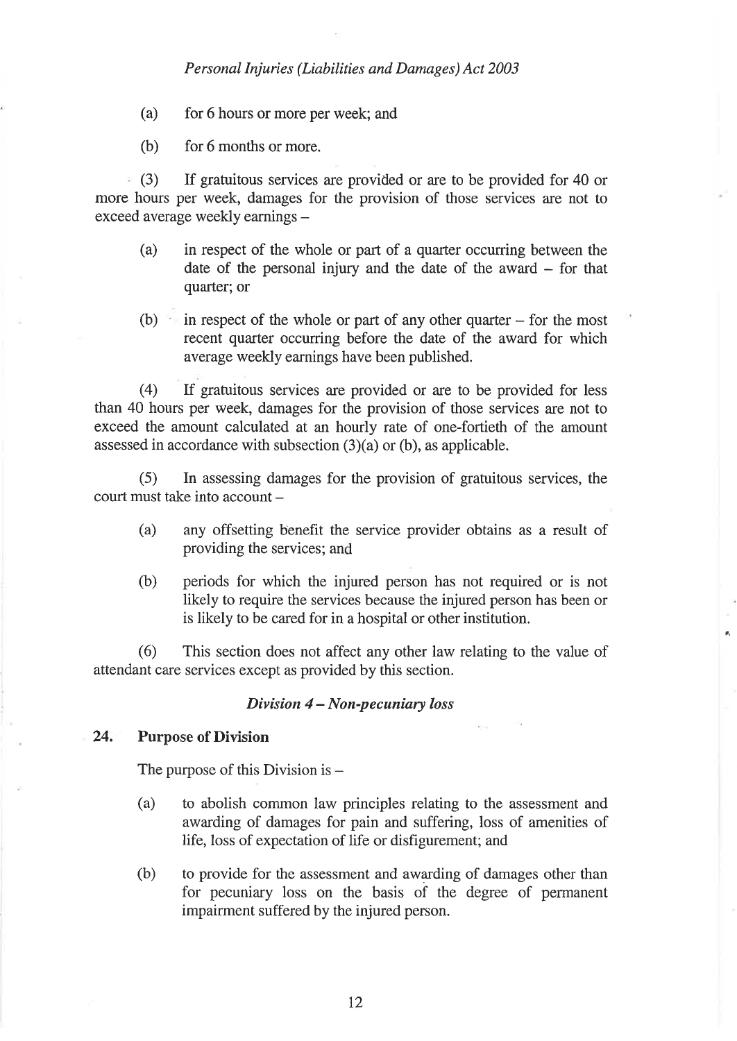(a) for 6 hours or more per week; and

(b) for 6 months or more.

(3) If gratuitous services are provided or are to be provided for 40 or more hours per week, damages for the provision of those services are not to exceed average weekly earnings –

(a) in respect of the whole or part of a quarter occurring between the date of the personal injury and the date of the award – for that quarter; or

(b) in respect of the whole or part of any other quarter – for the most recent quarter occurring before the date of the award for which average weekly earnings have been published.

(4) If gratuitous services are provided or are to be provided for less than 40 hours per week, damages for the provision of those services are not to exceed the amount calculated at an hourly rate of one-fortieth of the amount assessed in accordance with subsection (3)(a) or (b), as applicable.

(5) In assessing damages for the provision of gratuitous services, the court must take into account –

(a) any offsetting benefit the service provider obtains as a result of providing the services; and

(b) periods for which the injured person has not required or is not likely to require the services because the injured person has been or is likely to be cared for in a hospital or other institution.

(6) This section does not affect any other law relating to the value of attendant care services except as provided by this section.

### *Division 4 – Non-pecuniary loss*

#### 24. Purpose of Division

The purpose of this Division is –

(a) to abolish common law principles relating to the assessment and awarding of damages for pain and suffering, loss of amenities of life, loss of expectation of life or disfigurement; and

(b) to provide for the assessment and awarding of damages other than for pecuniary loss on the basis of the degree of permanent impairment suffered by the injured person.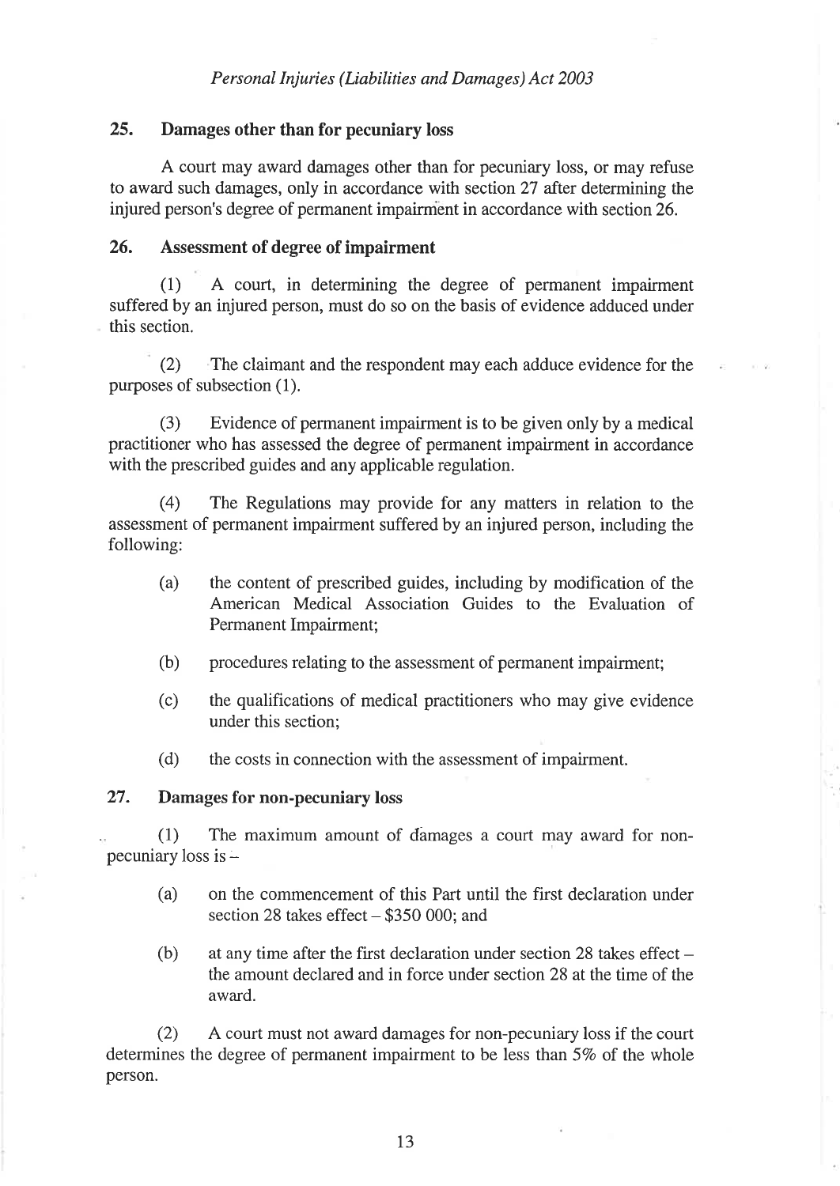## 25. Damages other than for pecuniary loss

A court may award damages other than for pecuniary loss, or may refuse to award such damages, only in accordance with section 27 after determining the injured person's degree of permanent impairment in accordance with section 26.

## 26. Assessment of degree of impairment

(1) A court, in determining the degree of permanent impairment suffered by an injured person, must do so on the basis of evidence adduced under this section.

(2) The claimant and the respondent may each adduce evidence for the purposes of subsection (1).

(3) Evidence of permanent impairment is to be given only by a medical practitioner who has assessed the degree of permanent impairment in accordance with the prescribed guides and any applicable regulation.

(4) The Regulations may provide for any matters in relation to the assessment of permanent impairment suffered by an injured person, including the following:

- (a) the content of prescribed guides, including by modification of the American Medical Association Guides to the Evaluation of Permanent Impairment;
- (b) procedures relating to the assessment of permanent impairment;
- (c) the qualifications of medical practitioners who may give evidence under this section;
- (d) the costs in connection with the assessment of impairment.

## 27. Damages for non-pecuniary loss

(1) The maximum amount of damages a court may award for non-pecuniary loss is –

- (a) on the commencement of this Part until the first declaration under section 28 takes effect – $350 000; and
- (b) at any time after the first declaration under section 28 takes effect – the amount declared and in force under section 28 at the time of the award.

(2) A court must not award damages for non-pecuniary loss if the court determines the degree of permanent impairment to be less than 5% of the whole person.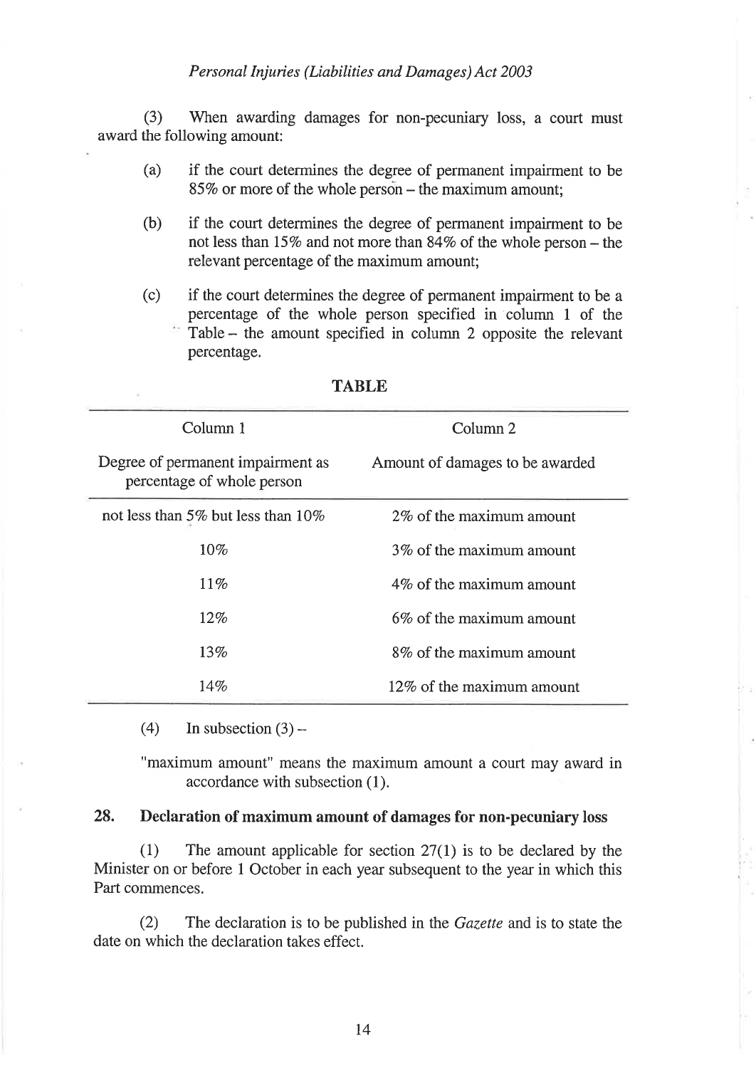(3) When awarding damages for non-pecuniary loss, a court must award the following amount:

(a) if the court determines the degree of permanent impairment to be 85% or more of the whole person – the maximum amount;

(b) if the court determines the degree of permanent impairment to be not less than 15% and not more than 84% of the whole person – the relevant percentage of the maximum amount;

(c) if the court determines the degree of permanent impairment to be a percentage of the whole person specified in column 1 of the Table – the amount specified in column 2 opposite the relevant percentage.

**TABLE**

| Column 1<br>Degree of permanent impairment as percentage of whole person | Column 2<br>Amount of damages to be awarded |
|---|---|
| not less than 5% but less than 10% | 2% of the maximum amount |
| 10% | 3% of the maximum amount |
| 11% | 4% of the maximum amount |
| 12% | 6% of the maximum amount |
| 13% | 8% of the maximum amount |
| 14% | 12% of the maximum amount |

(4) In subsection (3) –

"maximum amount" means the maximum amount a court may award in accordance with subsection (1).

## 28. Declaration of maximum amount of damages for non-pecuniary loss

(1) The amount applicable for section 27(1) is to be declared by the Minister on or before 1 October in each year subsequent to the year in which this Part commences.

(2) The declaration is to be published in the *Gazette* and is to state the date on which the declaration takes effect.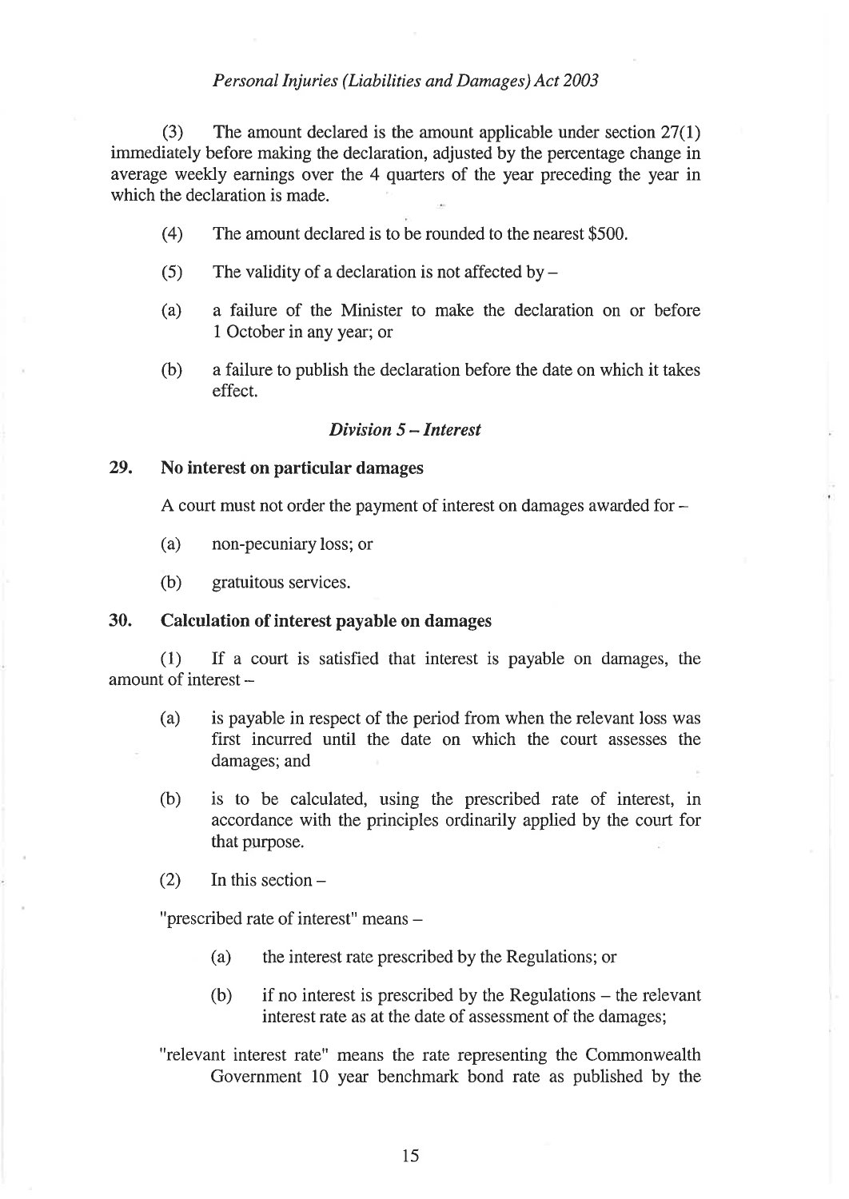(3) The amount declared is the amount applicable under section 27(1) immediately before making the declaration, adjusted by the percentage change in average weekly earnings over the 4 quarters of the year preceding the year in which the declaration is made.

(4) The amount declared is to be rounded to the nearest $500.

(5) The validity of a declaration is not affected by –

(a) a failure of the Minister to make the declaration on or before 1 October in any year; or

(b) a failure to publish the declaration before the date on which it takes effect.

### *Division 5 – Interest*

### 29. No interest on particular damages

A court must not order the payment of interest on damages awarded for –

(a) non-pecuniary loss; or

(b) gratuitous services.

### 30. Calculation of interest payable on damages

(1) If a court is satisfied that interest is payable on damages, the amount of interest –

(a) is payable in respect of the period from when the relevant loss was first incurred until the date on which the court assesses the damages; and

(b) is to be calculated, using the prescribed rate of interest, in accordance with the principles ordinarily applied by the court for that purpose.

(2) In this section –

"prescribed rate of interest" means –

(a) the interest rate prescribed by the Regulations; or

(b) if no interest is prescribed by the Regulations – the relevant interest rate as at the date of assessment of the damages;

"relevant interest rate" means the rate representing the Commonwealth Government 10 year benchmark bond rate as published by the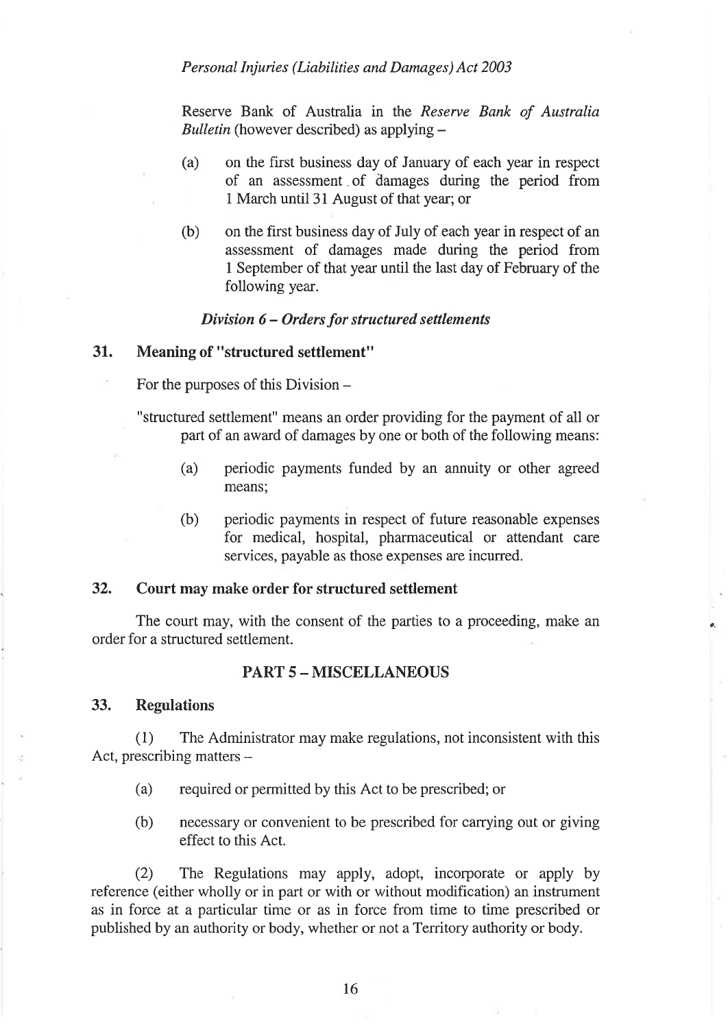Reserve Bank of Australia in the *Reserve Bank of Australia Bulletin* (however described) as applying –

(a) on the first business day of January of each year in respect of an assessment of damages during the period from 1 March until 31 August of that year; or

(b) on the first business day of July of each year in respect of an assessment of damages made during the period from 1 September of that year until the last day of February of the following year.

### *Division 6 – Orders for structured settlements*

### 31. Meaning of "structured settlement"

For the purposes of this Division –

"structured settlement" means an order providing for the payment of all or part of an award of damages by one or both of the following means:

(a) periodic payments funded by an annuity or other agreed means;

(b) periodic payments in respect of future reasonable expenses for medical, hospital, pharmaceutical or attendant care services, payable as those expenses are incurred.

### 32. Court may make order for structured settlement

The court may, with the consent of the parties to a proceeding, make an order for a structured settlement.

## PART 5 – MISCELLANEOUS

### 33. Regulations

(1) The Administrator may make regulations, not inconsistent with this Act, prescribing matters –

(a) required or permitted by this Act to be prescribed; or

(b) necessary or convenient to be prescribed for carrying out or giving effect to this Act.

(2) The Regulations may apply, adopt, incorporate or apply by reference (either wholly or in part or with or without modification) an instrument as in force at a particular time or as in force from time to time prescribed or published by an authority or body, whether or not a Territory authority or body.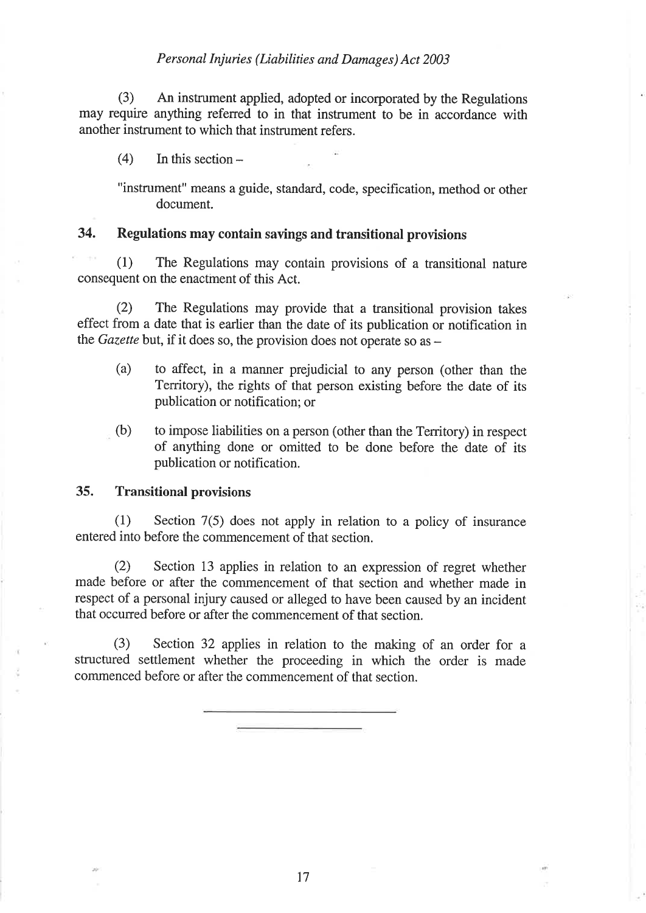(3) An instrument applied, adopted or incorporated by the Regulations may require anything referred to in that instrument to be in accordance with another instrument to which that instrument refers.

(4) In this section –

"instrument" means a guide, standard, code, specification, method or other document.

## 34. Regulations may contain savings and transitional provisions

(1) The Regulations may contain provisions of a transitional nature consequent on the enactment of this Act.

(2) The Regulations may provide that a transitional provision takes effect from a date that is earlier than the date of its publication or notification in the *Gazette* but, if it does so, the provision does not operate so as –

(a) to affect, in a manner prejudicial to any person (other than the Territory), the rights of that person existing before the date of its publication or notification; or

(b) to impose liabilities on a person (other than the Territory) in respect of anything done or omitted to be done before the date of its publication or notification.

## 35. Transitional provisions

(1) Section 7(5) does not apply in relation to a policy of insurance entered into before the commencement of that section.

(2) Section 13 applies in relation to an expression of regret whether made before or after the commencement of that section and whether made in respect of a personal injury caused or alleged to have been caused by an incident that occurred before or after the commencement of that section.

(3) Section 32 applies in relation to the making of an order for a structured settlement whether the proceeding in which the order is made commenced before or after the commencement of that section.